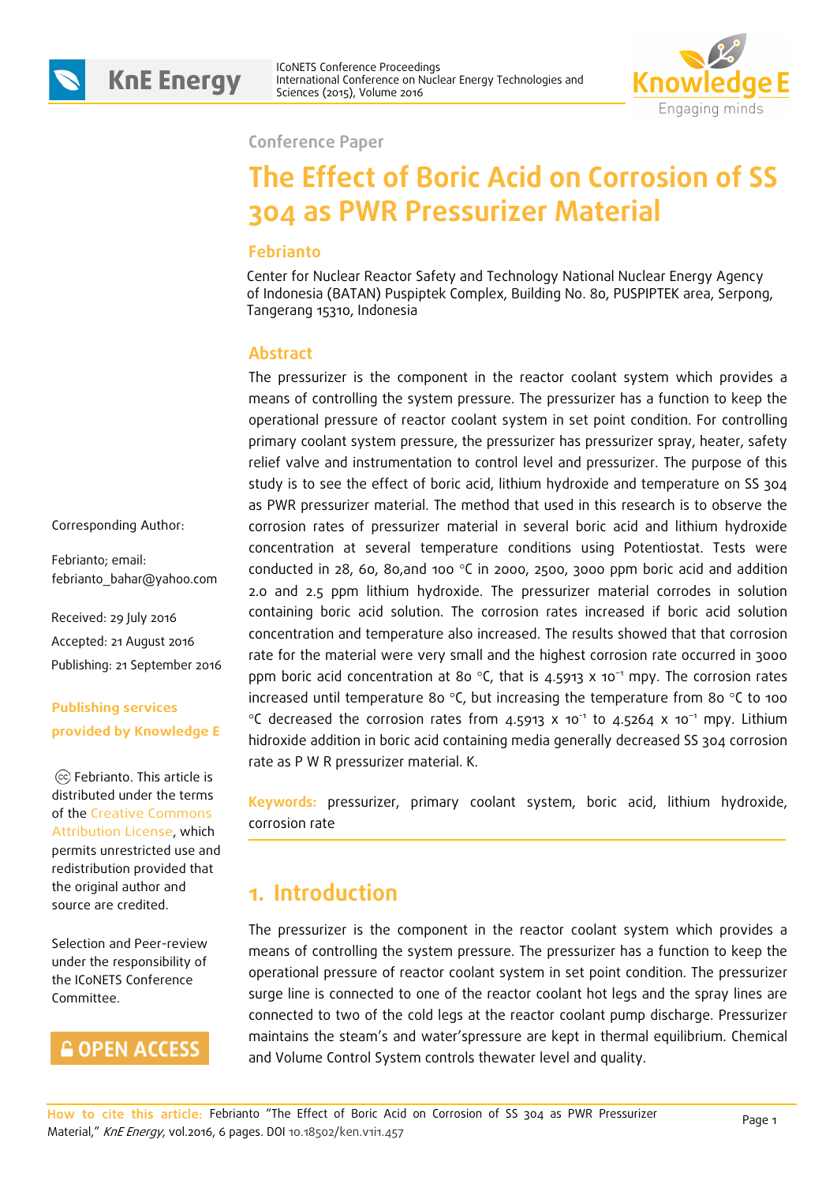Conference Paper

# The Effect of Boric Acid on Corrosion of SS 304 as PWR Pressurizer Material

**Febrianto**

Center for Nuclear Reactor Safety and Technology National Nuclear Energy Agency of Indonesia (BATAN) Puspiptek Complex, Building No. 80, PUSPIPTEK area, Serpong, Tangerang 15310, Indonesia

## Abstract

The pressurizer is the component in the reactor coolant system which provides a means of controlling the system pressure. The pressurizer has a function to keep the operational pressure of reactor coolant system in set point condition. For controlling primary coolant system pressure, the pressurizer has pressurizer spray, heater, safety relief valve and instrumentation to control level and pressurizer. The purpose of this study is to see the effect of boric acid, lithium hydroxide and temperature on SS 304 as PWR pressurizer material. The method that used in this research is to observe the corrosion rates of pressurizer material in several boric acid and lithium hydroxide concentration at several temperature conditions using Potentiostat. Tests were conducted in 28, 60, 80,and 100 °C in 2000, 2500, 3000 ppm boric acid and addition 2.0 and 2.5 ppm lithium hydroxide. The pressurizer material corrodes in solution containing boric acid solution. The corrosion rates increased if boric acid solution concentration and temperature also increased. The results showed that that corrosion rate for the material were very small and the highest corrosion rate occurred in 3000 ppm boric acid concentration at 80 °C, that is 4.5913 x $10^{-1}$ mpy. The corrosion rates increased until temperature 80 °C, but increasing the temperature from 80 °C to 100 °C decreased the corrosion rates from 4.5913 x $10^{-1}$ to 4.5264 x $10^{-1}$ mpy. Lithium hidroxide addition in boric acid containing media generally decreased SS 304 corrosion rate as P W R pressurizer material. K.

**Keywords:** pressurizer, primary coolant system, boric acid, lithium hydroxide, corrosion rate

Corresponding Author:

Febrianto; email: febrianto_bahar@yahoo.com

Received: 29 July 2016

Accepted: 21 August 2016

Publishing: 21 September 2016

**Publishing services provided by Knowledge E**

Ⓒ Febrianto. This article is distributed under the terms of the Creative Commons Attribution License, which permits unrestricted use and redistribution provided that the original author and source are credited.

Selection and Peer-review under the responsibility of the ICoNETS Conference Committee.

OPEN ACCESS

## 1. Introduction

The pressurizer is the component in the reactor coolant system which provides a means of controlling the system pressure. The pressurizer has a function to keep the operational pressure of reactor coolant system in set point condition. The pressurizer surge line is connected to one of the reactor coolant hot legs and the spray lines are connected to two of the cold legs at the reactor coolant pump discharge. Pressurizer maintains the steam's and water'spressure are kept in thermal equilibrium. Chemical and Volume Control System controls thewater level and quality.

**How to cite this article:** Febrianto "The Effect of Boric Acid on Corrosion of SS 304 as PWR Pressurizer Material," *KnE Energy*, vol.2016, 6 pages. DOI 10.18502/ken.v1i1.457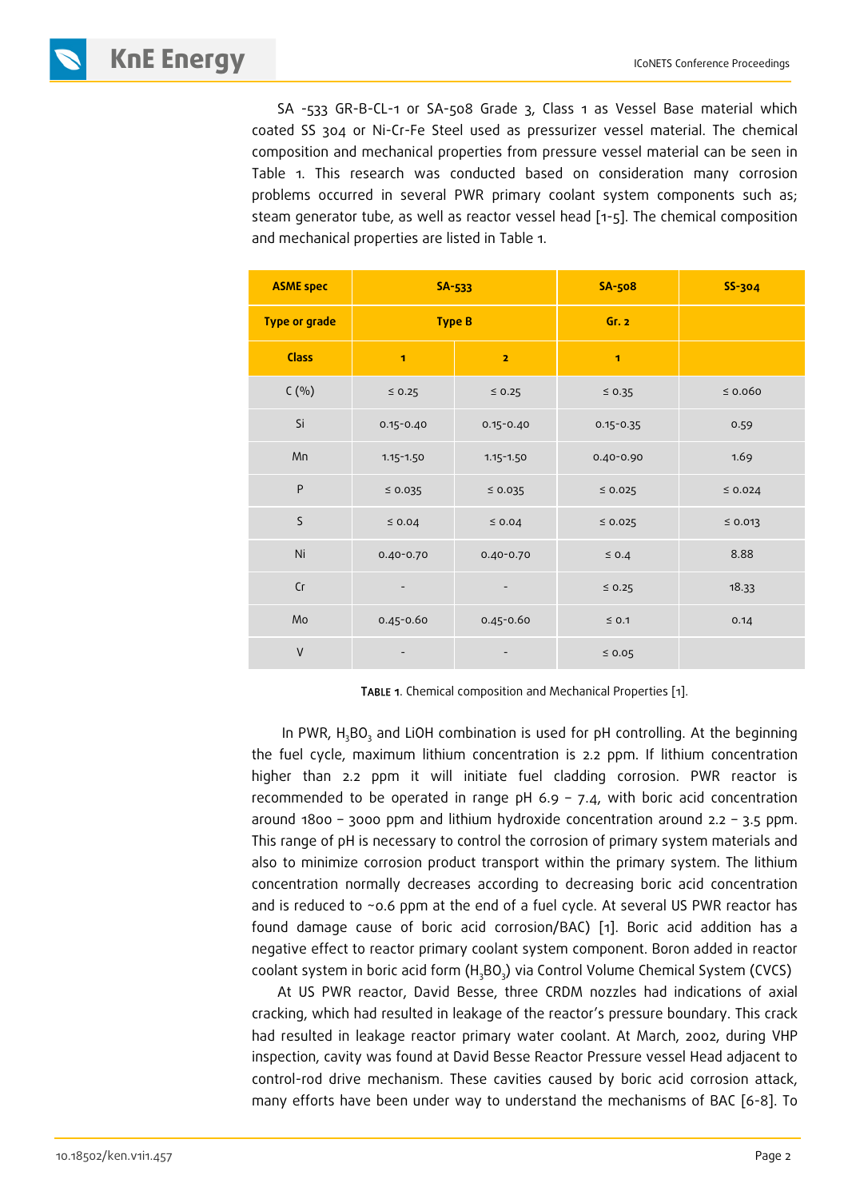SA -533 GR-B-CL-1 or SA-508 Grade 3, Class 1 as Vessel Base material which coated SS 304 or Ni-Cr-Fe Steel used as pressurizer vessel material. The chemical composition and mechanical properties from pressure vessel material can be seen in Table 1. This research was conducted based on consideration many corrosion problems occurred in several PWR primary coolant system components such as; steam generator tube, as well as reactor vessel head [1-5]. The chemical composition and mechanical properties are listed in Table 1.

| ASME spec | SA-533 | | SA-508 | SS-304 |
|---|---|---|---|---|
| Type or grade | Type B | | Gr. 2 | |
| Class | 1 | 2 | 1 | |
| C (%) | ≤ 0.25 | ≤ 0.25 | ≤ 0.35 | ≤ 0.060 |
| Si | 0.15-0.40 | 0.15-0.40 | 0.15-0.35 | 0.59 |
| Mn | 1.15-1.50 | 1.15-1.50 | 0.40-0.90 | 1.69 |
| P | ≤ 0.035 | ≤ 0.035 | ≤ 0.025 | ≤ 0.024 |
| S | ≤ 0.04 | ≤ 0.04 | ≤ 0.025 | ≤ 0.013 |
| Ni | 0.40-0.70 | 0.40-0.70 | ≤ 0.4 | 8.88 |
| Cr | - | - | ≤ 0.25 | 18.33 |
| Mo | 0.45-0.60 | 0.45-0.60 | ≤ 0.1 | 0.14 |
| V | - | - | ≤ 0.05 | |

**Table 1**. Chemical composition and Mechanical Properties [1].

In PWR, $H_3BO_3$ and LiOH combination is used for pH controlling. At the beginning the fuel cycle, maximum lithium concentration is 2.2 ppm. If lithium concentration higher than 2.2 ppm it will initiate fuel cladding corrosion. PWR reactor is recommended to be operated in range pH 6.9 – 7.4, with boric acid concentration around 1800 – 3000 ppm and lithium hydroxide concentration around 2.2 – 3.5 ppm. This range of pH is necessary to control the corrosion of primary system materials and also to minimize corrosion product transport within the primary system. The lithium concentration normally decreases according to decreasing boric acid concentration and is reduced to ~0.6 ppm at the end of a fuel cycle. At several US PWR reactor has found damage cause of boric acid corrosion/BAC) [1]. Boric acid addition has a negative effect to reactor primary coolant system component. Boron added in reactor coolant system in boric acid form ($H_3BO_3$) via Control Volume Chemical System (CVCS)

At US PWR reactor, David Besse, three CRDM nozzles had indications of axial cracking, which had resulted in leakage of the reactor's pressure boundary. This crack had resulted in leakage reactor primary water coolant. At March, 2002, during VHP inspection, cavity was found at David Besse Reactor Pressure vessel Head adjacent to control-rod drive mechanism. These cavities caused by boric acid corrosion attack, many efforts have been under way to understand the mechanisms of BAC [6-8]. To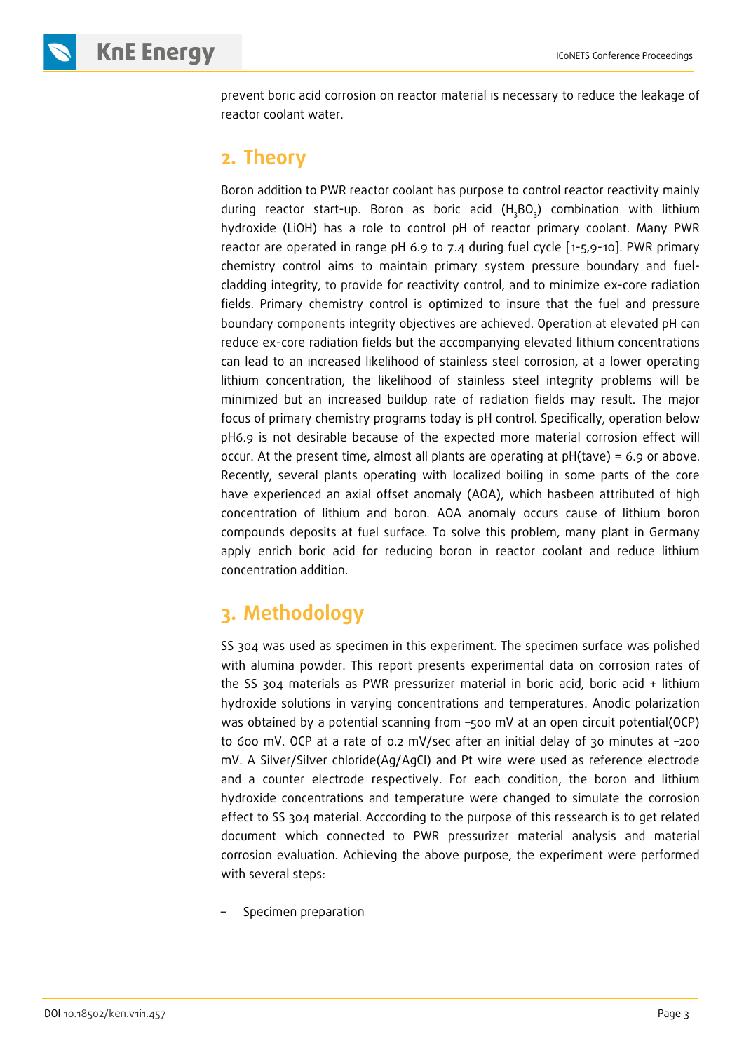prevent boric acid corrosion on reactor material is necessary to reduce the leakage of reactor coolant water.

## 2. Theory

Boron addition to PWR reactor coolant has purpose to control reactor reactivity mainly during reactor start-up. Boron as boric acid ($H_3BO_3$) combination with lithium hydroxide (LiOH) has a role to control pH of reactor primary coolant. Many PWR reactor are operated in range pH 6.9 to 7.4 during fuel cycle [1-5,9-10]. PWR primary chemistry control aims to maintain primary system pressure boundary and fuel-cladding integrity, to provide for reactivity control, and to minimize ex-core radiation fields. Primary chemistry control is optimized to insure that the fuel and pressure boundary components integrity objectives are achieved. Operation at elevated pH can reduce ex-core radiation fields but the accompanying elevated lithium concentrations can lead to an increased likelihood of stainless steel corrosion, at a lower operating lithium concentration, the likelihood of stainless steel integrity problems will be minimized but an increased buildup rate of radiation fields may result. The major focus of primary chemistry programs today is pH control. Specifically, operation below pH6.9 is not desirable because of the expected more material corrosion effect will occur. At the present time, almost all plants are operating at pH(tave) = 6.9 or above. Recently, several plants operating with localized boiling in some parts of the core have experienced an axial offset anomaly (AOA), which hasbeen attributed of high concentration of lithium and boron. AOA anomaly occurs cause of lithium boron compounds deposits at fuel surface. To solve this problem, many plant in Germany apply enrich boric acid for reducing boron in reactor coolant and reduce lithium concentration addition.

## 3. Methodology

SS 304 was used as specimen in this experiment. The specimen surface was polished with alumina powder. This report presents experimental data on corrosion rates of the SS 304 materials as PWR pressurizer material in boric acid, boric acid + lithium hydroxide solutions in varying concentrations and temperatures. Anodic polarization was obtained by a potential scanning from –500 mV at an open circuit potential(OCP) to 600 mV. OCP at a rate of 0.2 mV/sec after an initial delay of 30 minutes at –200 mV. A Silver/Silver chloride(Ag/AgCl) and Pt wire were used as reference electrode and a counter electrode respectively. For each condition, the boron and lithium hydroxide concentrations and temperature were changed to simulate the corrosion effect to SS 304 material. Acccording to the purpose of this ressearch is to get related document which connected to PWR pressurizer material analysis and material corrosion evaluation. Achieving the above purpose, the experiment were performed with several steps:

- Specimen preparation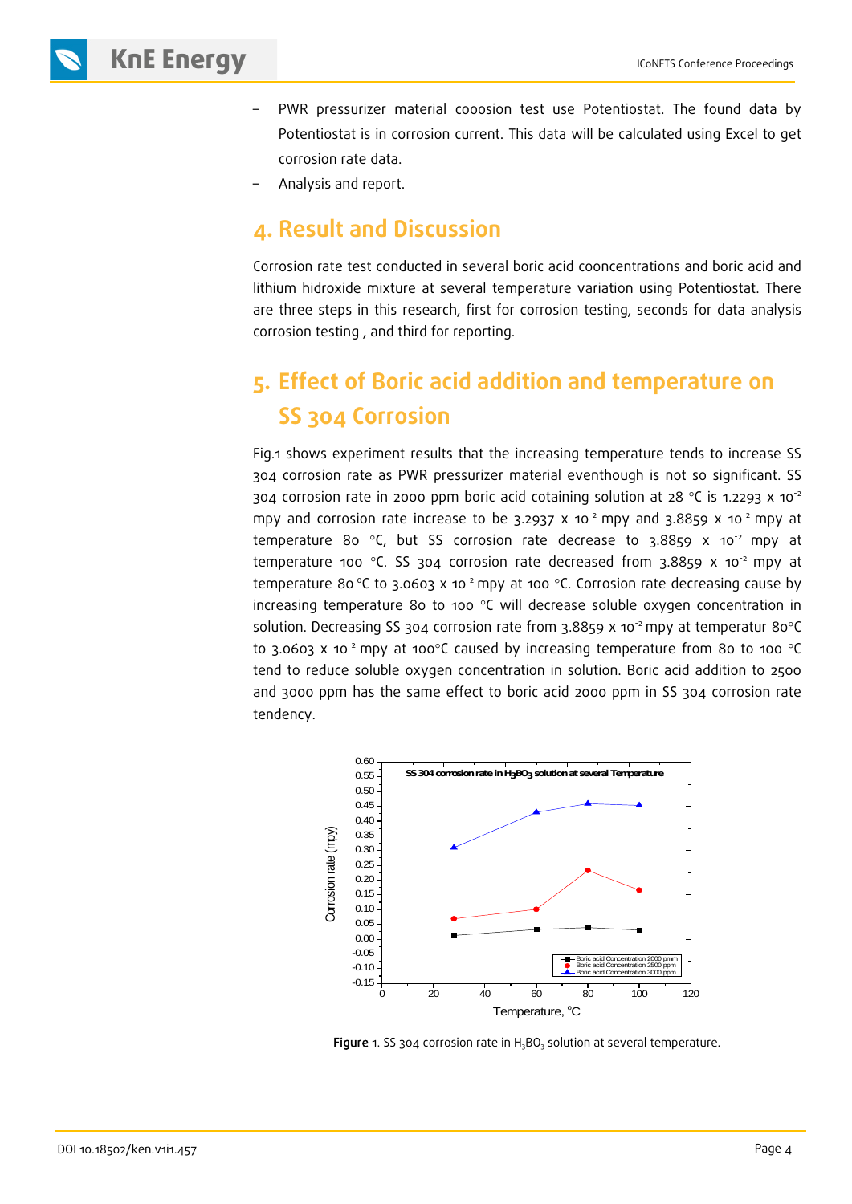- PWR pressurizer material cooosion test use Potentiostat. The found data by Potentiostat is in corrosion current. This data will be calculated using Excel to get corrosion rate data.
- Analysis and report.

## 4. Result and Discussion

Corrosion rate test conducted in several boric acid cooncentrations and boric acid and lithium hidroxide mixture at several temperature variation using Potentiostat. There are three steps in this research, first for corrosion testing, seconds for data analysis corrosion testing , and third for reporting.

## 5. Effect of Boric acid addition and temperature on SS 304 Corrosion

Fig.1 shows experiment results that the increasing temperature tends to increase SS 304 corrosion rate as PWR pressurizer material eventhough is not so significant. SS 304 corrosion rate in 2000 ppm boric acid cotaining solution at 28 °C is 1.2293 x $10^{-2}$ mpy and corrosion rate increase to be 3.2937 x $10^{-2}$ mpy and 3.8859 x $10^{-2}$ mpy at temperature 80 °C, but SS corrosion rate decrease to 3.8859 x $10^{-2}$ mpy at temperature 100 °C. SS 304 corrosion rate decreased from 3.8859 x $10^{-2}$ mpy at temperature 80 °C to 3.0603 x $10^{-2}$ mpy at 100 °C. Corrosion rate decreasing cause by increasing temperature 80 to 100 °C will decrease soluble oxygen concentration in solution. Decreasing SS 304 corrosion rate from 3.8859 x $10^{-2}$ mpy at temperatur 80°C to 3.0603 x $10^{-2}$ mpy at 100°C caused by increasing temperature from 80 to 100 °C tend to reduce soluble oxygen concentration in solution. Boric acid addition to 2500 and 3000 ppm has the same effect to boric acid 2000 ppm in SS 304 corrosion rate tendency.

**Figure** 1. SS 304 corrosion rate in $H_3BO_3$ solution at several temperature.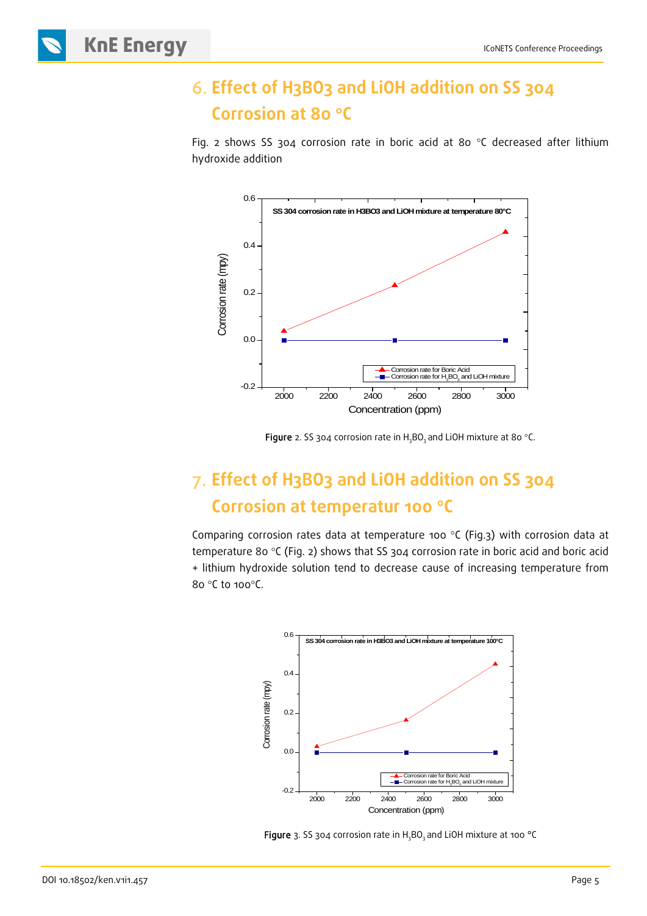## 6. Effect of H3BO3 and LiOH addition on SS 304 Corrosion at 80 °C

Fig. 2 shows SS 304 corrosion rate in boric acid at 80 °C decreased after lithium hydroxide addition

**Figure** 2. SS 304 corrosion rate in $H_3BO_3$ and LiOH mixture at 80 °C.

## 7. Effect of H3BO3 and LiOH addition on SS 304 Corrosion at temperatur 100 °C

Comparing corrosion rates data at temperature 100 °C (Fig.3) with corrosion data at temperature 80 °C (Fig. 2) shows that SS 304 corrosion rate in boric acid and boric acid + lithium hydroxide solution tend to decrease cause of increasing temperature from 80 °C to 100°C.

**Figure** 3. SS 304 corrosion rate in $H_3BO_3$ and LiOH mixture at 100 °C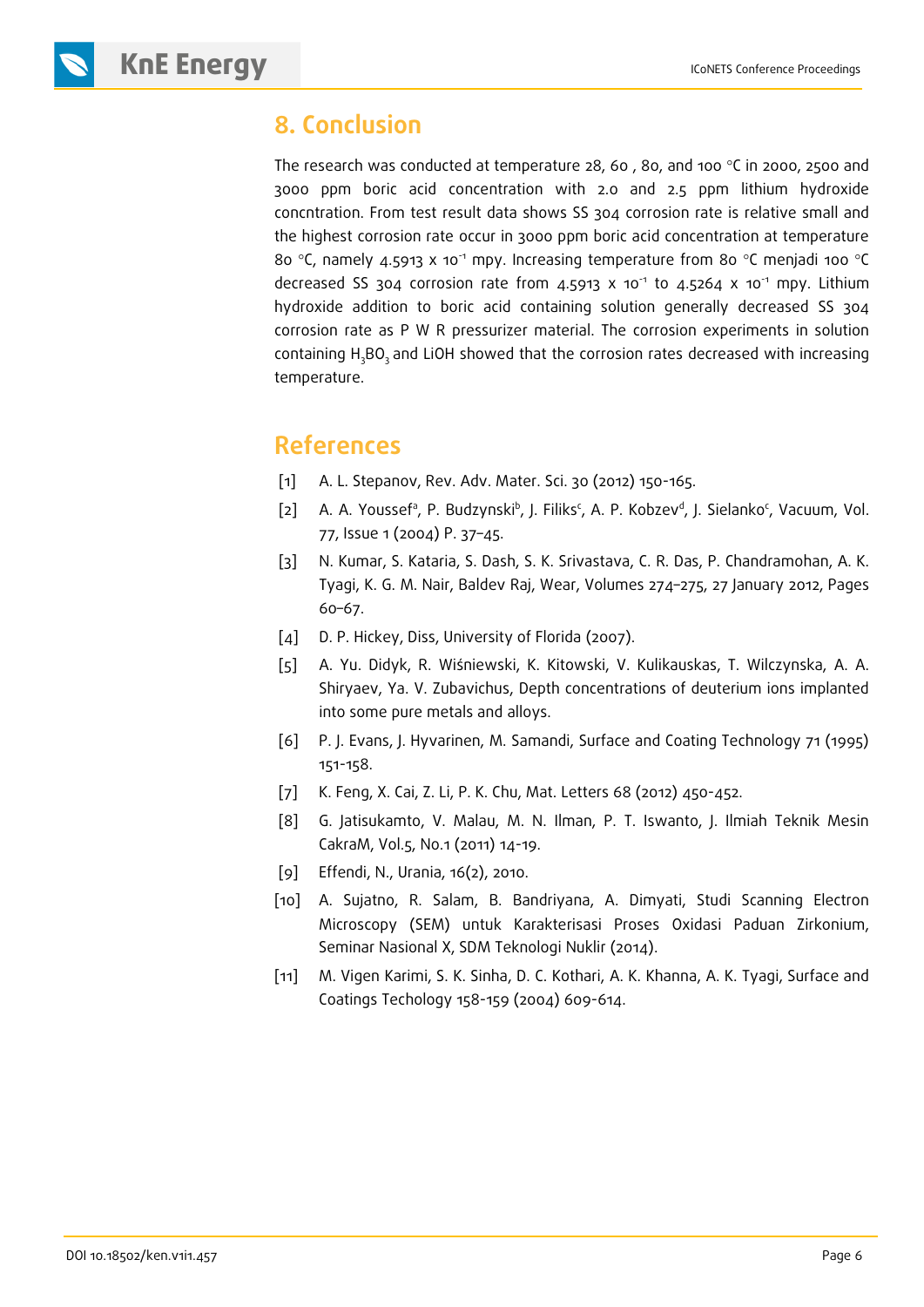## 8. Conclusion

The research was conducted at temperature 28, 60 , 80, and 100 °C in 2000, 2500 and 3000 ppm boric acid concentration with 2.0 and 2.5 ppm lithium hydroxide concntration. From test result data shows SS 304 corrosion rate is relative small and the highest corrosion rate occur in 3000 ppm boric acid concentration at temperature 80 °C, namely 4.5913 x $10^{-1}$ mpy. Increasing temperature from 80 °C menjadi 100 °C decreased SS 304 corrosion rate from 4.5913 x $10^{-1}$ to 4.5264 x $10^{-1}$ mpy. Lithium hydroxide addition to boric acid containing solution generally decreased SS 304 corrosion rate as P W R pressurizer material. The corrosion experiments in solution containing $H_3BO_3$ and LiOH showed that the corrosion rates decreased with increasing temperature.

## References

[1] A. L. Stepanov, Rev. Adv. Mater. Sci. 30 (2012) 150-165.

[2] A. A. Youssef[a], P. Budzynski[b], J. Filiks[c], A. P. Kobzev[d], J. Sielanko[c], Vacuum, Vol. 77, Issue 1 (2004) P. 37–45.

[3] N. Kumar, S. Kataria, S. Dash, S. K. Srivastava, C. R. Das, P. Chandramohan, A. K. Tyagi, K. G. M. Nair, Baldev Raj, Wear, Volumes 274–275, 27 January 2012, Pages 60–67.

[4] D. P. Hickey, Diss, University of Florida (2007).

[5] A. Yu. Didyk, R. Wiśniewski, K. Kitowski, V. Kulikauskas, T. Wilczynska, A. A. Shiryaev, Ya. V. Zubavichus, Depth concentrations of deuterium ions implanted into some pure metals and alloys.

[6] P. J. Evans, J. Hyvarinen, M. Samandi, Surface and Coating Technology 71 (1995) 151-158.

[7] K. Feng, X. Cai, Z. Li, P. K. Chu, Mat. Letters 68 (2012) 450-452.

[8] G. Jatisukamto, V. Malau, M. N. Ilman, P. T. Iswanto, J. Ilmiah Teknik Mesin CakraM, Vol.5, No.1 (2011) 14-19.

[9] Effendi, N., Urania, 16(2), 2010.

[10] A. Sujatno, R. Salam, B. Bandriyana, A. Dimyati, Studi Scanning Electron Microscopy (SEM) untuk Karakterisasi Proses Oxidasi Paduan Zirkonium, Seminar Nasional X, SDM Teknologi Nuklir (2014).

[11] M. Vigen Karimi, S. K. Sinha, D. C. Kothari, A. K. Khanna, A. K. Tyagi, Surface and Coatings Techology 158-159 (2004) 609-614.